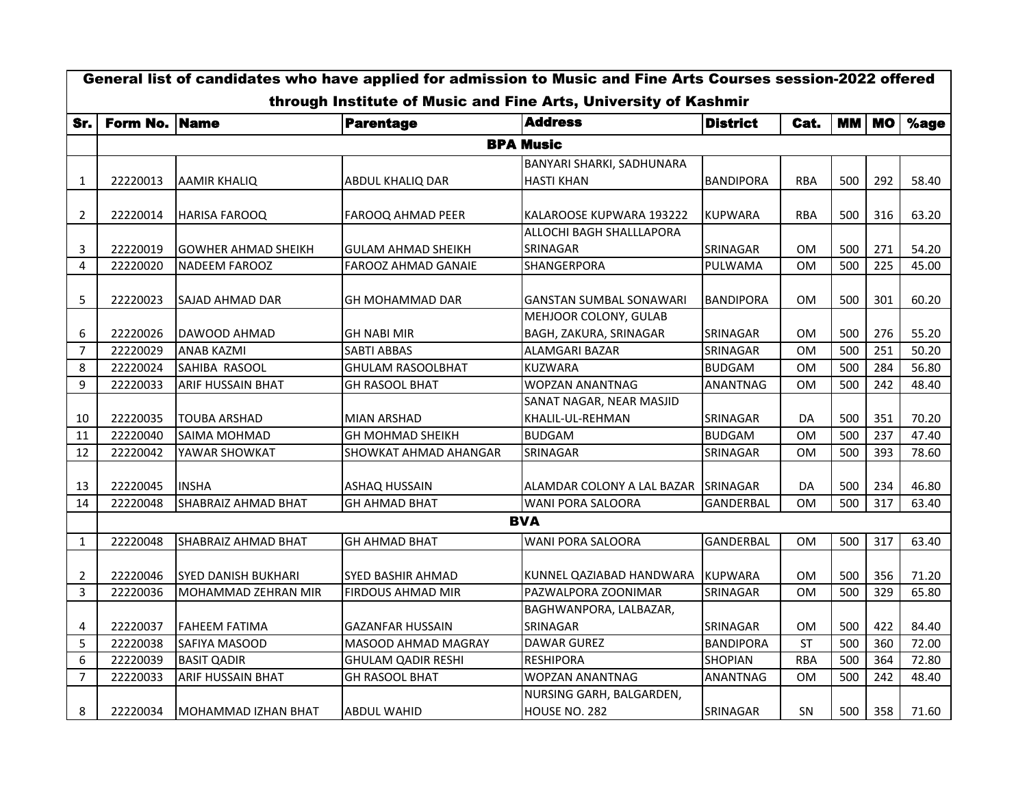| General list of candidates who have applied for admission to Music and Fine Arts Courses session-2022 offered through Institute of Music and Fine Arts, University of Kashmir | | | | | | | | | |
|---|---|---|---|---|---|---|---|---|---|
| **Sr.** | **Form No.** | **Name** | **Parentage** | **Address** | **District** | **Cat.** | **MM** | **MO** | **%age** |
| | **BPA Music** | | | | | | | | |
| 1 | 22220013 | AAMIR KHALIQ | ABDUL KHALIQ DAR | BANYARI SHARKI, SADHUNARA HASTI KHAN | BANDIPORA | RBA | 500 | 292 | 58.40 |
| 2 | 22220014 | HARISA FAROOQ | FAROOQ AHMAD PEER | KALAROOSE KUPWARA 193222 | KUPWARA | RBA | 500 | 316 | 63.20 |
| 3 | 22220019 | GOWHER AHMAD SHEIKH | GULAM AHMAD SHEIKH | ALLOCHI BAGH SHALLLAPORA SRINAGAR | SRINAGAR | OM | 500 | 271 | 54.20 |
| 4 | 22220020 | NADEEM FAROOZ | FAROOZ AHMAD GANAIE | SHANGERPORA | PULWAMA | OM | 500 | 225 | 45.00 |
| 5 | 22220023 | SAJAD AHMAD DAR | GH MOHAMMAD DAR | GANSTAN SUMBAL SONAWARI | BANDIPORA | OM | 500 | 301 | 60.20 |
| 6 | 22220026 | DAWOOD AHMAD | GH NABI MIR | MEHJOOR COLONY, GULAB BAGH, ZAKURA, SRINAGAR | SRINAGAR | OM | 500 | 276 | 55.20 |
| 7 | 22220029 | ANAB KAZMI | SABTI ABBAS | ALAMGARI BAZAR | SRINAGAR | OM | 500 | 251 | 50.20 |
| 8 | 22220024 | SAHIBA RASOOL | GHULAM RASOOLBHAT | KUZWARA | BUDGAM | OM | 500 | 284 | 56.80 |
| 9 | 22220033 | ARIF HUSSAIN BHAT | GH RASOOL BHAT | WOPZAN ANANTNAG | ANANTNAG | OM | 500 | 242 | 48.40 |
| 10 | 22220035 | TOUBA ARSHAD | MIAN ARSHAD | SANAT NAGAR, NEAR MASJID KHALIL-UL-REHMAN | SRINAGAR | DA | 500 | 351 | 70.20 |
| 11 | 22220040 | SAIMA MOHMAD | GH MOHMAD SHEIKH | BUDGAM | BUDGAM | OM | 500 | 237 | 47.40 |
| 12 | 22220042 | YAWAR SHOWKAT | SHOWKAT AHMAD AHANGAR | SRINAGAR | SRINAGAR | OM | 500 | 393 | 78.60 |
| 13 | 22220045 | INSHA | ASHAQ HUSSAIN | ALAMDAR COLONY A LAL BAZAR | SRINAGAR | DA | 500 | 234 | 46.80 |
| 14 | 22220048 | SHABRAIZ AHMAD BHAT | GH AHMAD BHAT | WANI PORA SALOORA | GANDERBAL | OM | 500 | 317 | 63.40 |
| | **BVA** | | | | | | | | |
| 1 | 22220048 | SHABRAIZ AHMAD BHAT | GH AHMAD BHAT | WANI PORA SALOORA | GANDERBAL | OM | 500 | 317 | 63.40 |
| 2 | 22220046 | SYED DANISH BUKHARI | SYED BASHIR AHMAD | KUNNEL QAZIABAD HANDWARA | KUPWARA | OM | 500 | 356 | 71.20 |
| 3 | 22220036 | MOHAMMAD ZEHRAN MIR | FIRDOUS AHMAD MIR | PAZWALPORA ZOONIMAR | SRINAGAR | OM | 500 | 329 | 65.80 |
| 4 | 22220037 | FAHEEM FATIMA | GAZANFAR HUSSAIN | BAGHWANPORA, LALBAZAR, SRINAGAR | SRINAGAR | OM | 500 | 422 | 84.40 |
| 5 | 22220038 | SAFIYA MASOOD | MASOOD AHMAD MAGRAY | DAWAR GUREZ | BANDIPORA | ST | 500 | 360 | 72.00 |
| 6 | 22220039 | BASIT QADIR | GHULAM QADIR RESHI | RESHIPORA | SHOPIAN | RBA | 500 | 364 | 72.80 |
| 7 | 22220033 | ARIF HUSSAIN BHAT | GH RASOOL BHAT | WOPZAN ANANTNAG | ANANTNAG | OM | 500 | 242 | 48.40 |
| 8 | 22220034 | MOHAMMAD IZHAN BHAT | ABDUL WAHID | NURSING GARH, BALGARDEN, HOUSE NO. 282 | SRINAGAR | SN | 500 | 358 | 71.60 |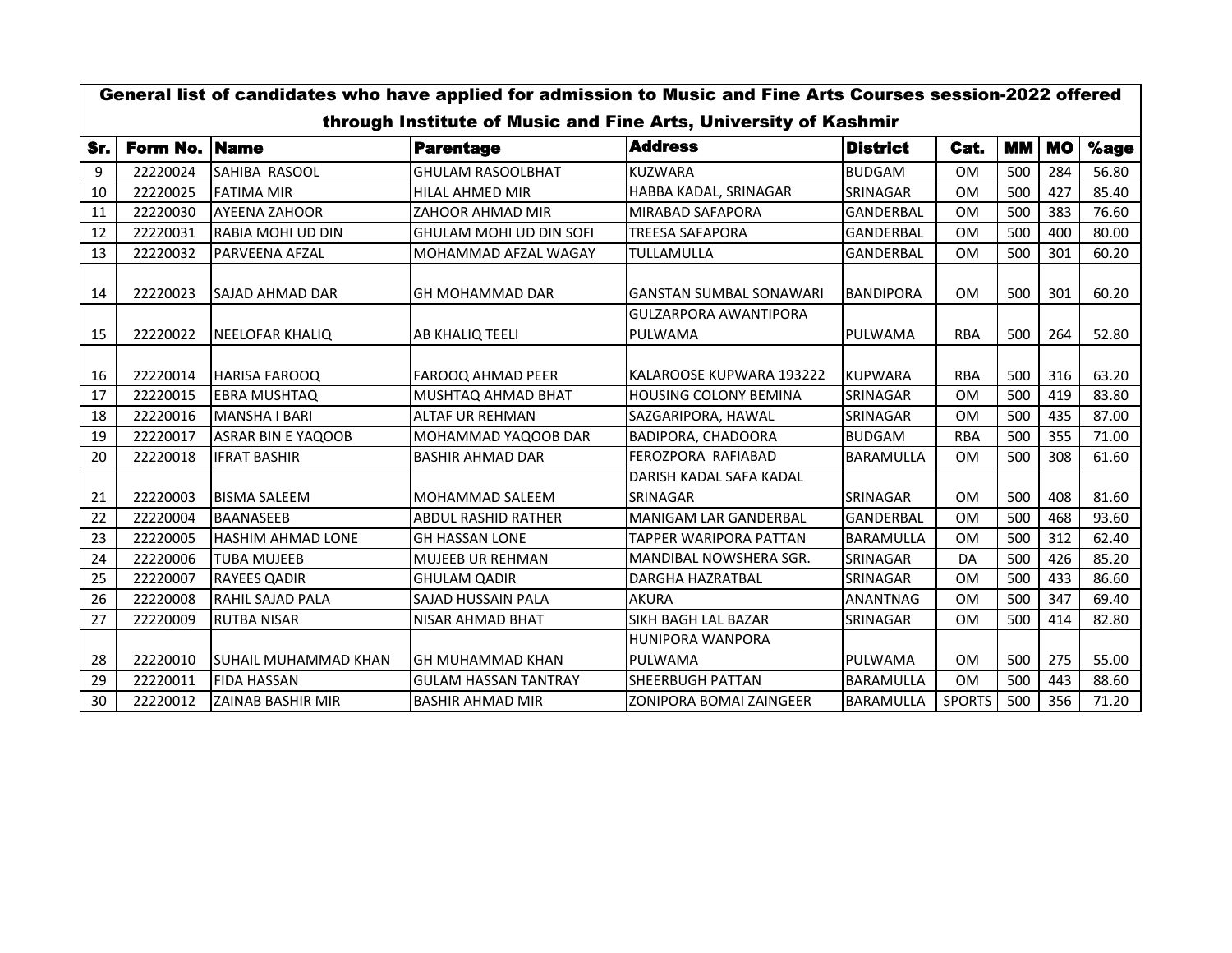| General list of candidates who have applied for admission to Music and Fine Arts Courses session-2022 offered through Institute of Music and Fine Arts, University of Kashmir | | | | | | | | | |
|---|---|---|---|---|---|---|---|---|---|
| **Sr.** | **Form No.** | **Name** | **Parentage** | **Address** | **District** | **Cat.** | **MM** | **MO** | **%age** |
| 9 | 22220024 | SAHIBA RASOOL | GHULAM RASOOLBHAT | KUZWARA | BUDGAM | OM | 500 | 284 | 56.80 |
| 10 | 22220025 | FATIMA MIR | HILAL AHMED MIR | HABBA KADAL, SRINAGAR | SRINAGAR | OM | 500 | 427 | 85.40 |
| 11 | 22220030 | AYEENA ZAHOOR | ZAHOOR AHMAD MIR | MIRABAD SAFAPORA | GANDERBAL | OM | 500 | 383 | 76.60 |
| 12 | 22220031 | RABIA MOHI UD DIN | GHULAM MOHI UD DIN SOFI | TREESA SAFAPORA | GANDERBAL | OM | 500 | 400 | 80.00 |
| 13 | 22220032 | PARVEENA AFZAL | MOHAMMAD AFZAL WAGAY | TULLAMULLA | GANDERBAL | OM | 500 | 301 | 60.20 |
| 14 | 22220023 | SAJAD AHMAD DAR | GH MOHAMMAD DAR | GANSTAN SUMBAL SONAWARI | BANDIPORA | OM | 500 | 301 | 60.20 |
| 15 | 22220022 | NEELOFAR KHALIQ | AB KHALIQ TEELI | GULZARPORA AWANTIPORA PULWAMA | PULWAMA | RBA | 500 | 264 | 52.80 |
| 16 | 22220014 | HARISA FAROOQ | FAROOQ AHMAD PEER | KALAROOSE KUPWARA 193222 | KUPWARA | RBA | 500 | 316 | 63.20 |
| 17 | 22220015 | EBRA MUSHTAQ | MUSHTAQ AHMAD BHAT | HOUSING COLONY BEMINA | SRINAGAR | OM | 500 | 419 | 83.80 |
| 18 | 22220016 | MANSHA I BARI | ALTAF UR REHMAN | SAZGARIPORA, HAWAL | SRINAGAR | OM | 500 | 435 | 87.00 |
| 19 | 22220017 | ASRAR BIN E YAQOOB | MOHAMMAD YAQOOB DAR | BADIPORA, CHADOORA | BUDGAM | RBA | 500 | 355 | 71.00 |
| 20 | 22220018 | IFRAT BASHIR | BASHIR AHMAD DAR | FEROZPORA RAFIABAD | BARAMULLA | OM | 500 | 308 | 61.60 |
| 21 | 22220003 | BISMA SALEEM | MOHAMMAD SALEEM | DARISH KADAL SAFA KADAL SRINAGAR | SRINAGAR | OM | 500 | 408 | 81.60 |
| 22 | 22220004 | BAANASEEB | ABDUL RASHID RATHER | MANIGAM LAR GANDERBAL | GANDERBAL | OM | 500 | 468 | 93.60 |
| 23 | 22220005 | HASHIM AHMAD LONE | GH HASSAN LONE | TAPPER WARIPORA PATTAN | BARAMULLA | OM | 500 | 312 | 62.40 |
| 24 | 22220006 | TUBA MUJEEB | MUJEEB UR REHMAN | MANDIBAL NOWSHERA SGR. | SRINAGAR | DA | 500 | 426 | 85.20 |
| 25 | 22220007 | RAYEES QADIR | GHULAM QADIR | DARGHA HAZRATBAL | SRINAGAR | OM | 500 | 433 | 86.60 |
| 26 | 22220008 | RAHIL SAJAD PALA | SAJAD HUSSAIN PALA | AKURA | ANANTNAG | OM | 500 | 347 | 69.40 |
| 27 | 22220009 | RUTBA NISAR | NISAR AHMAD BHAT | SIKH BAGH LAL BAZAR | SRINAGAR | OM | 500 | 414 | 82.80 |
| 28 | 22220010 | SUHAIL MUHAMMAD KHAN | GH MUHAMMAD KHAN | HUNIPORA WANPORA PULWAMA | PULWAMA | OM | 500 | 275 | 55.00 |
| 29 | 22220011 | FIDA HASSAN | GULAM HASSAN TANTRAY | SHEERBUGH PATTAN | BARAMULLA | OM | 500 | 443 | 88.60 |
| 30 | 22220012 | ZAINAB BASHIR MIR | BASHIR AHMAD MIR | ZONIPORA BOMAI ZAINGEER | BARAMULLA | SPORTS | 500 | 356 | 71.20 |